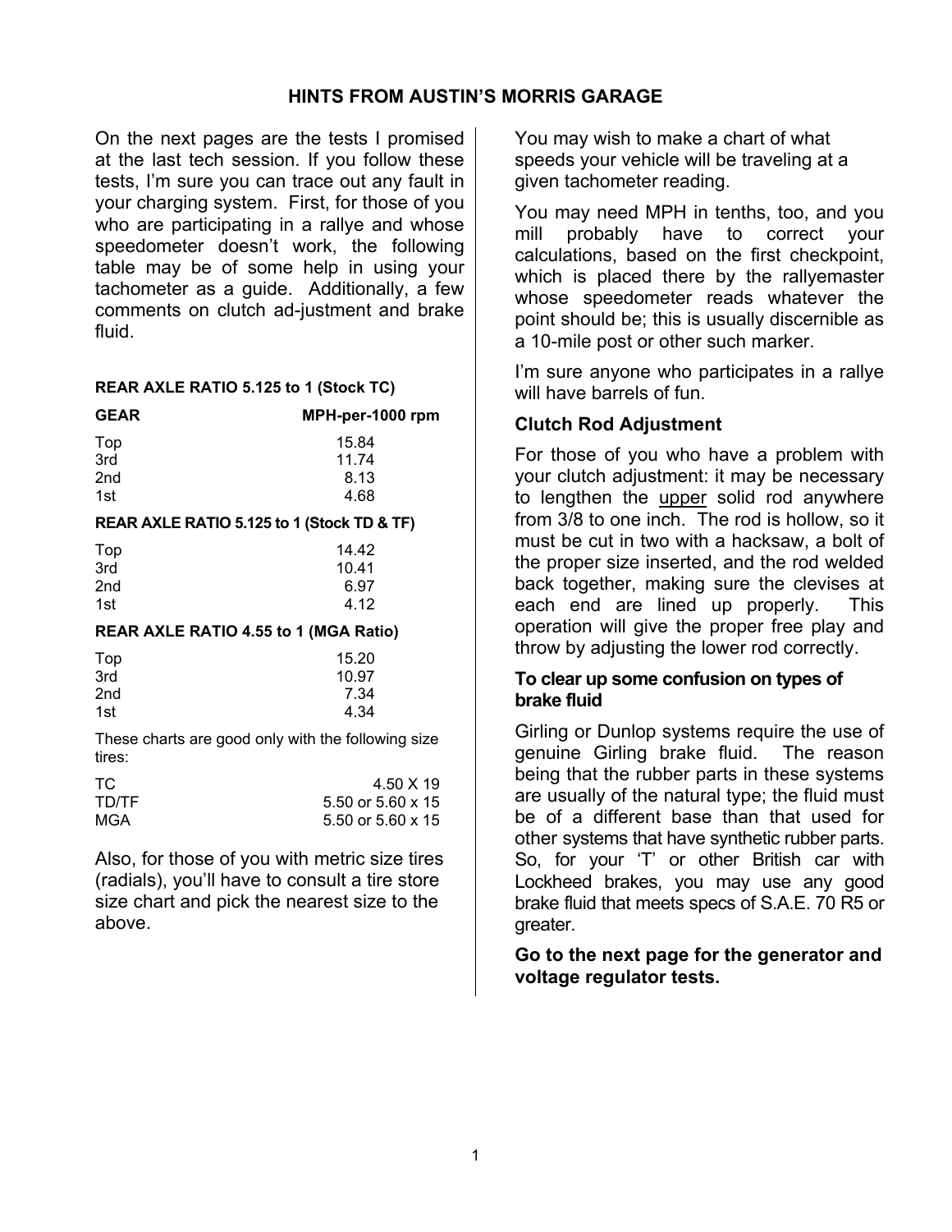# HINTS FROM AUSTIN'S MORRIS GARAGE

On the next pages are the tests I promised at the last tech session. If you follow these tests, I'm sure you can trace out any fault in your charging system. First, for those of you who are participating in a rallye and whose speedometer doesn't work, the following table may be of some help in using your tachometer as a guide. Additionally, a few comments on clutch ad-justment and brake fluid.

**REAR AXLE RATIO 5.125 to 1 (Stock TC)**

| GEAR | MPH-per-1000 rpm |
|---|---|
| Top | 15.84 |
| 3rd | 11.74 |
| 2nd | 8.13 |
| 1st | 4.68 |

**REAR AXLE RATIO 5.125 to 1 (Stock TD & TF)**

| GEAR | MPH-per-1000 rpm |
|---|---|
| Top | 14.42 |
| 3rd | 10.41 |
| 2nd | 6.97 |
| 1st | 4.12 |

**REAR AXLE RATIO 4.55 to 1 (MGA Ratio)**

| GEAR | MPH-per-1000 rpm |
|---|---|
| Top | 15.20 |
| 3rd | 10.97 |
| 2nd | 7.34 |
| 1st | 4.34 |

These charts are good only with the following size tires:

| | |
|---|---|
| TC | 4.50 X 19 |
| TD/TF | 5.50 or 5.60 x 15 |
| MGA | 5.50 or 5.60 x 15 |

Also, for those of you with metric size tires (radials), you'll have to consult a tire store size chart and pick the nearest size to the above.

You may wish to make a chart of what speeds your vehicle will be traveling at a given tachometer reading.

You may need MPH in tenths, too, and you mill probably have to correct your calculations, based on the first checkpoint, which is placed there by the rallyemaster whose speedometer reads whatever the point should be; this is usually discernible as a 10-mile post or other such marker.

I'm sure anyone who participates in a rallye will have barrels of fun.

## Clutch Rod Adjustment

For those of you who have a problem with your clutch adjustment: it may be necessary to lengthen the <u>upper</u> solid rod anywhere from 3/8 to one inch. The rod is hollow, so it must be cut in two with a hacksaw, a bolt of the proper size inserted, and the rod welded back together, making sure the clevises at each end are lined up properly. This operation will give the proper free play and throw by adjusting the lower rod correctly.

### To clear up some confusion on types of brake fluid

Girling or Dunlop systems require the use of genuine Girling brake fluid. The reason being that the rubber parts in these systems are usually of the natural type; the fluid must be of a different base than that used for other systems that have synthetic rubber parts. So, for your 'T' or other British car with Lockheed brakes, you may use any good brake fluid that meets specs of S.A.E. 70 R5 or greater.

**Go to the next page for the generator and voltage regulator tests.**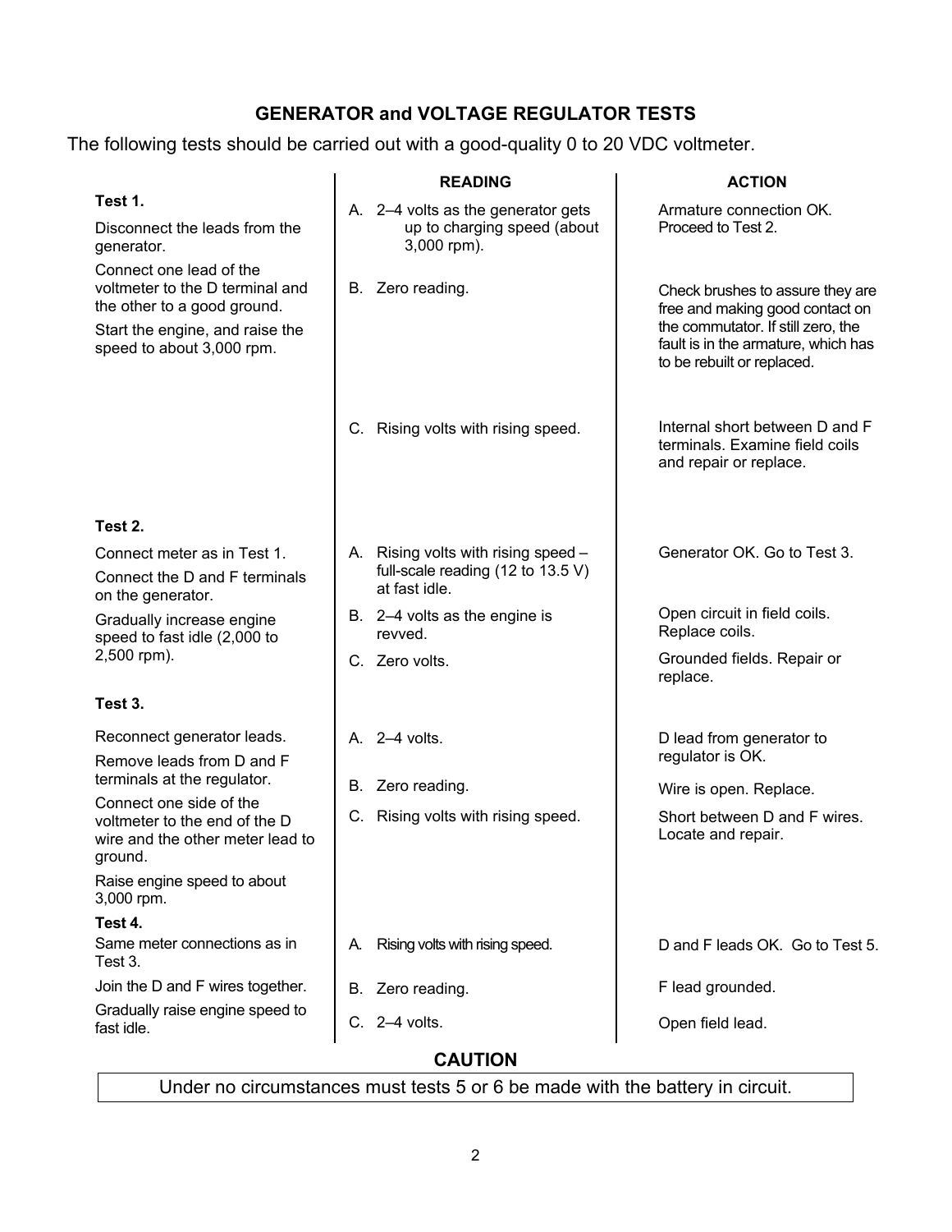## GENERATOR and VOLTAGE REGULATOR TESTS

The following tests should be carried out with a good-quality 0 to 20 VDC voltmeter.

| | READING | ACTION |
|---|---|---|
| **Test 1.**<br>Disconnect the leads from the generator.<br>Connect one lead of the voltmeter to the D terminal and the other to a good ground.<br>Start the engine, and raise the speed to about 3,000 rpm. | A. 2–4 volts as the generator gets up to charging speed (about 3,000 rpm). | Armature connection OK. Proceed to Test 2. |
| | B. Zero reading. | Check brushes to assure they are free and making good contact on the commutator. If still zero, the fault is in the armature, which has to be rebuilt or replaced. |
| | C. Rising volts with rising speed. | Internal short between D and F terminals. Examine field coils and repair or replace. |
| **Test 2.**<br>Connect meter as in Test 1.<br>Connect the D and F terminals on the generator.<br>Gradually increase engine speed to fast idle (2,000 to 2,500 rpm). | A. Rising volts with rising speed – full-scale reading (12 to 13.5 V) at fast idle. | Generator OK. Go to Test 3. |
| | B. 2–4 volts as the engine is revved. | Open circuit in field coils. Replace coils. |
| | C. Zero volts. | Grounded fields. Repair or replace. |
| **Test 3.**<br>Reconnect generator leads.<br>Remove leads from D and F terminals at the regulator.<br>Connect one side of the voltmeter to the end of the D wire and the other meter lead to ground.<br>Raise engine speed to about 3,000 rpm. | A. 2–4 volts. | D lead from generator to regulator is OK. |
| | B. Zero reading. | Wire is open. Replace. |
| | C. Rising volts with rising speed. | Short between D and F wires. Locate and repair. |
| **Test 4.**<br>Same meter connections as in Test 3.<br>Join the D and F wires together.<br>Gradually raise engine speed to fast idle. | A. Rising volts with rising speed. | D and F leads OK. Go to Test 5. |
| | B. Zero reading. | F lead grounded. |
| | C. 2–4 volts. | Open field lead. |

### CAUTION

Under no circumstances must tests 5 or 6 be made with the battery in circuit.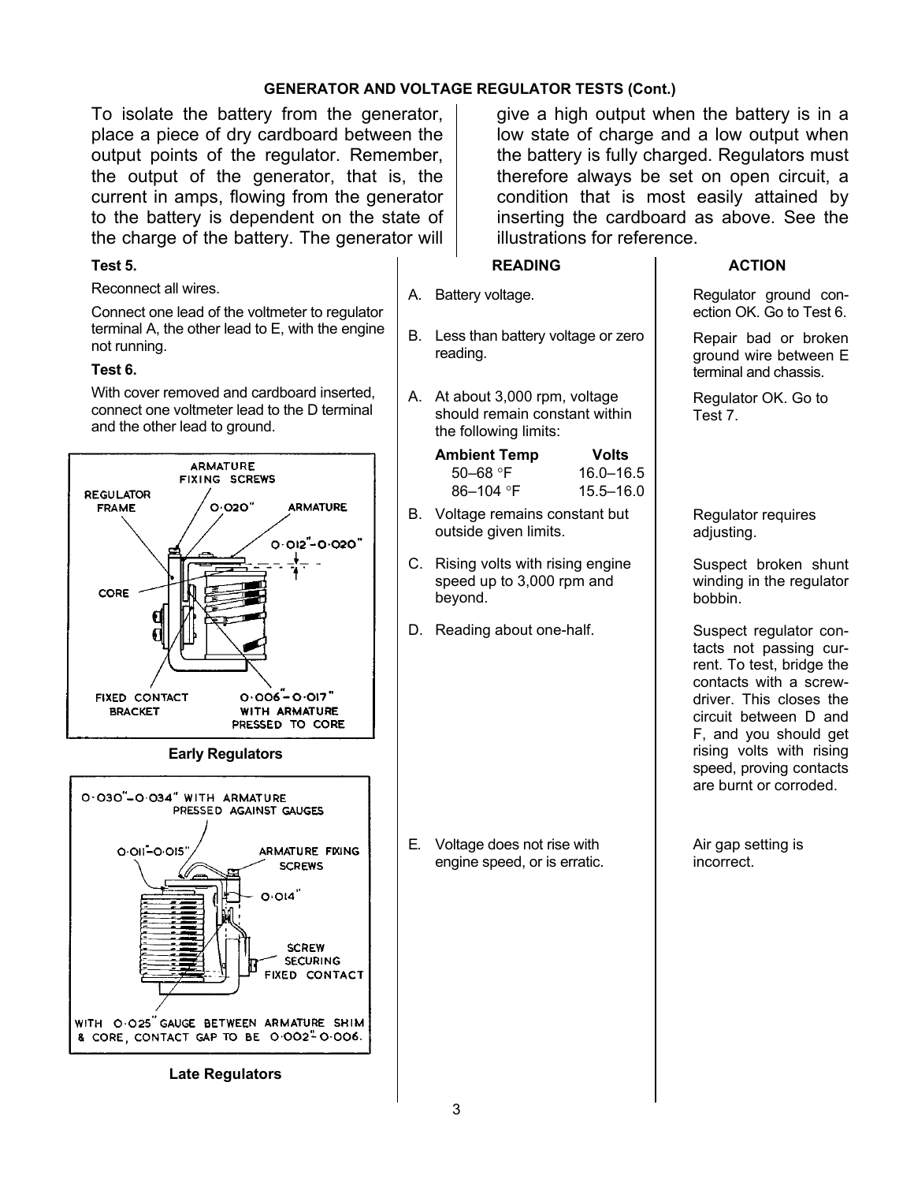### GENERATOR AND VOLTAGE REGULATOR TESTS (Cont.)

To isolate the battery from the generator, place a piece of dry cardboard between the output points of the regulator. Remember, the output of the generator, that is, the current in amps, flowing from the generator to the battery is dependent on the state of the charge of the battery. The generator will give a high output when the battery is in a low state of charge and a low output when the battery is fully charged. Regulators must therefore always be set on open circuit, a condition that is most easily attained by inserting the cardboard as above. See the illustrations for reference.

| Test | READING | ACTION |
|---|---|---|
| **Test 5.** Reconnect all wires. Connect one lead of the voltmeter to regulator terminal A, the other lead to E, with the engine not running. | A. Battery voltage. | Regulator ground connection OK. Go to Test 6. |
| | B. Less than battery voltage or zero reading. | Repair bad or broken ground wire between E terminal and chassis. |
| **Test 6.** With cover removed and cardboard inserted, connect one voltmeter lead to the D terminal and the other lead to ground. | A. At about 3,000 rpm, voltage should remain constant within the following limits: **Ambient Temp** / **Volts**: 50–68 °F — 16.0–16.5; 86–104 °F — 15.5–16.0 | Regulator OK. Go to Test 7. |
| | B. Voltage remains constant but outside given limits. | Regulator requires adjusting. |
| | C. Rising volts with rising engine speed up to 3,000 rpm and beyond. | Suspect broken shunt winding in the regulator bobbin. |
| | D. Reading about one-half. | Suspect regulator contacts not passing current. To test, bridge the contacts with a screwdriver. This closes the circuit between D and F, and you should get rising volts with rising speed, proving contacts are burnt or corroded. |
| | E. Voltage does not rise with engine speed, or is erratic. | Air gap setting is incorrect. |

ARMATURE FIXING SCREWS; REGULATOR FRAME; 0·020"; ARMATURE; 0·012"–0·020"; CORE; FIXED CONTACT BRACKET; 0·006"–0·017" WITH ARMATURE PRESSED TO CORE

**Early Regulators**

0·030"–0·034" WITH ARMATURE PRESSED AGAINST GAUGES; 0·011"–0·015"; ARMATURE FIXING SCREWS; 0·014"; SCREW SECURING FIXED CONTACT; WITH 0·025" GAUGE BETWEEN ARMATURE SHIM & CORE, CONTACT GAP TO BE 0·002"–0·006.

**Late Regulators**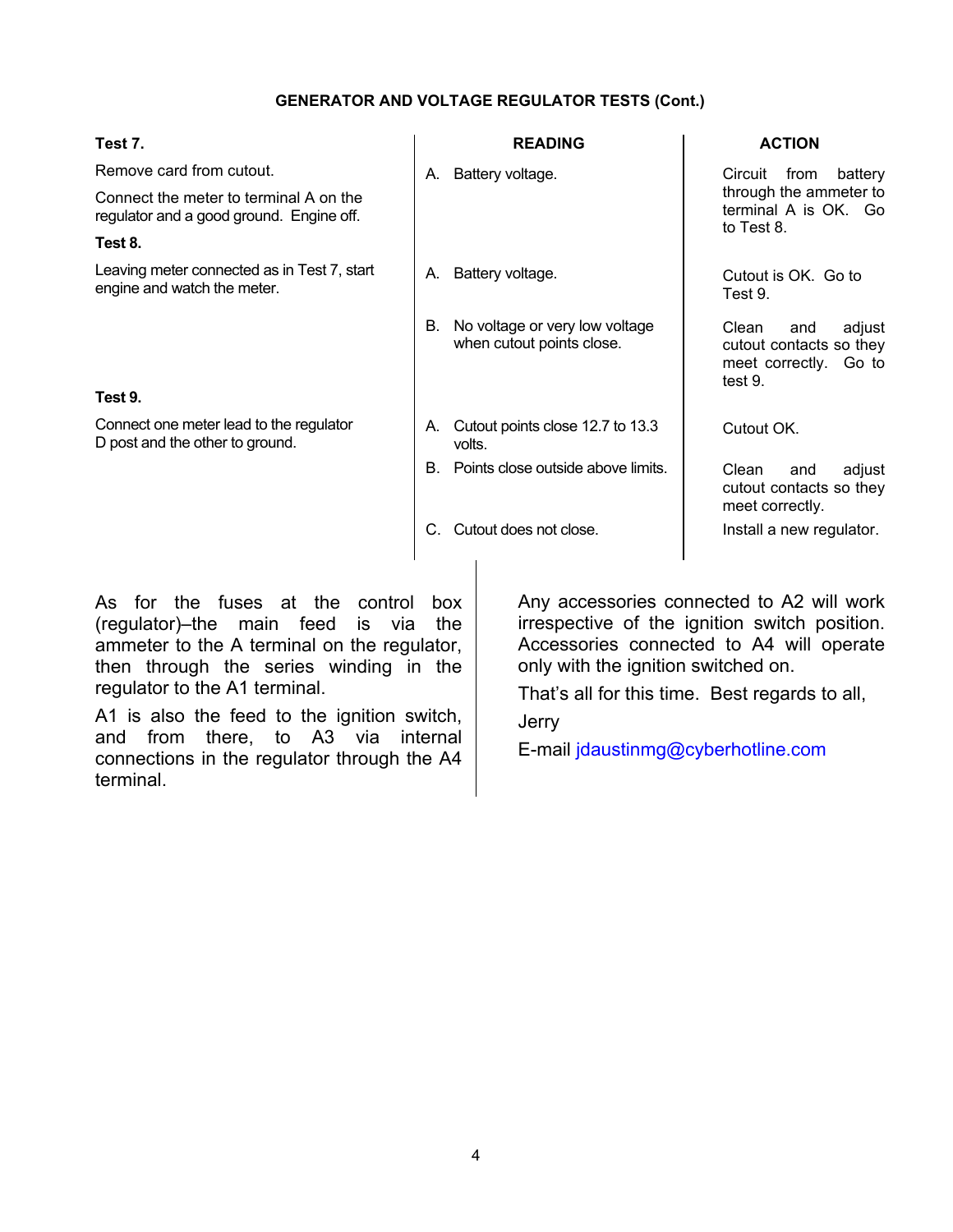### GENERATOR AND VOLTAGE REGULATOR TESTS (Cont.)

| Test | READING | ACTION |
|---|---|---|
| **Test 7.** Remove card from cutout. Connect the meter to terminal A on the regulator and a good ground. Engine off. | A. Battery voltage. | Circuit from battery through the ammeter to terminal A is OK. Go to Test 8. |
| **Test 8.** Leaving meter connected as in Test 7, start engine and watch the meter. | A. Battery voltage. | Cutout is OK. Go to Test 9. |
| | B. No voltage or very low voltage when cutout points close. | Clean and adjust cutout contacts so they meet correctly. Go to test 9. |
| **Test 9.** Connect one meter lead to the regulator D post and the other to ground. | A. Cutout points close 12.7 to 13.3 volts. | Cutout OK. |
| | B. Points close outside above limits. | Clean and adjust cutout contacts so they meet correctly. |
| | C. Cutout does not close. | Install a new regulator. |

As for the fuses at the control box (regulator)–the main feed is via the ammeter to the A terminal on the regulator, then through the series winding in the regulator to the A1 terminal.

A1 is also the feed to the ignition switch, and from there, to A3 via internal connections in the regulator through the A4 terminal.

Any accessories connected to A2 will work irrespective of the ignition switch position. Accessories connected to A4 will operate only with the ignition switched on.

That's all for this time. Best regards to all,

Jerry

E-mail jdaustinmg@cyberhotline.com